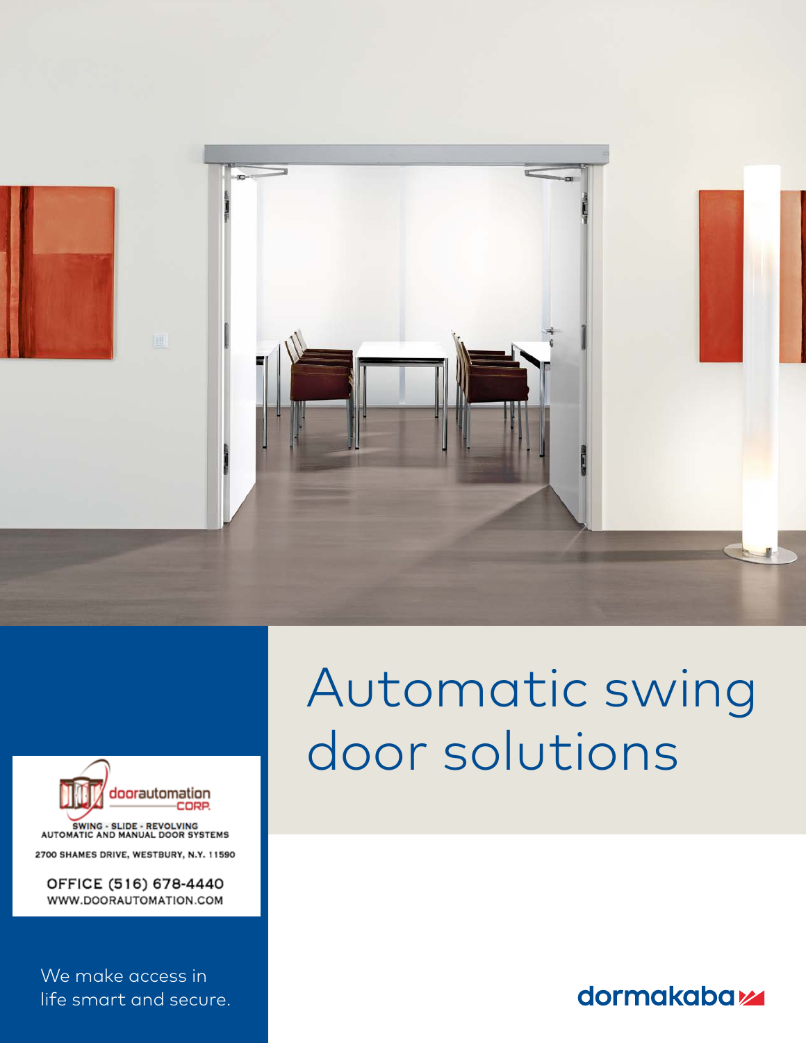# Automatic swing door solutions

dooorautomation CORP.

SWING - SLIDE - REVOLVING
AUTOMATIC AND MANUAL DOOR SYSTEMS

2700 SHAMES DRIVE, WESTBURY, N.Y. 11590

OFFICE (516) 678-4440
WWW.DOORAUTOMATION.COM

We make access in life smart and secure.

dormakaba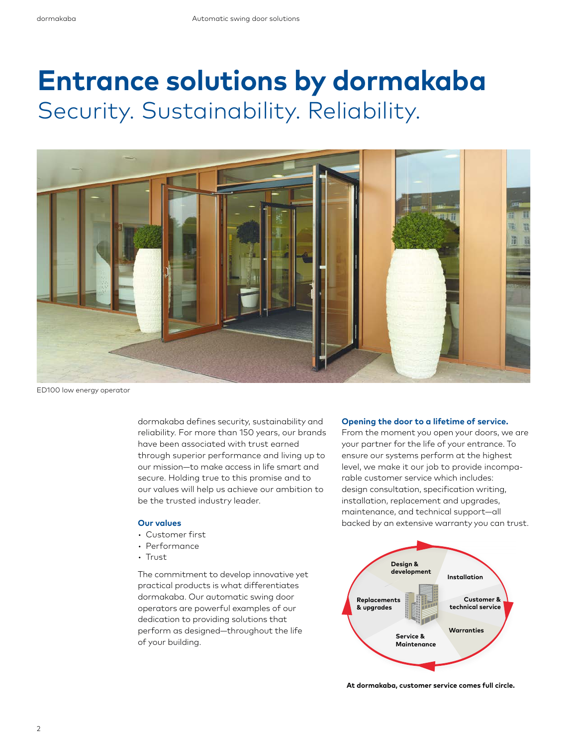# Entrance solutions by dormakaba

Security. Sustainability. Reliability.

ED100 low energy operator

dormakaba defines security, sustainability and reliability. For more than 150 years, our brands have been associated with trust earned through superior performance and living up to our mission—to make access in life smart and secure. Holding true to this promise and to our values will help us achieve our ambition to be the trusted industry leader.

### Our values

- Customer first
- Performance
- Trust

The commitment to develop innovative yet practical products is what differentiates dormakaba. Our automatic swing door operators are powerful examples of our dedication to providing solutions that perform as designed—throughout the life of your building.

### Opening the door to a lifetime of service.

From the moment you open your doors, we are your partner for the life of your entrance. To ensure our systems perform at the highest level, we make it our job to provide incomparable customer service which includes: design consultation, specification writing, installation, replacement and upgrades, maintenance, and technical support—all backed by an extensive warranty you can trust.

Design & development

Installation

Customer & technical service

Warranties

Service & Maintenance

Replacements & upgrades

**At dormakaba, customer service comes full circle.**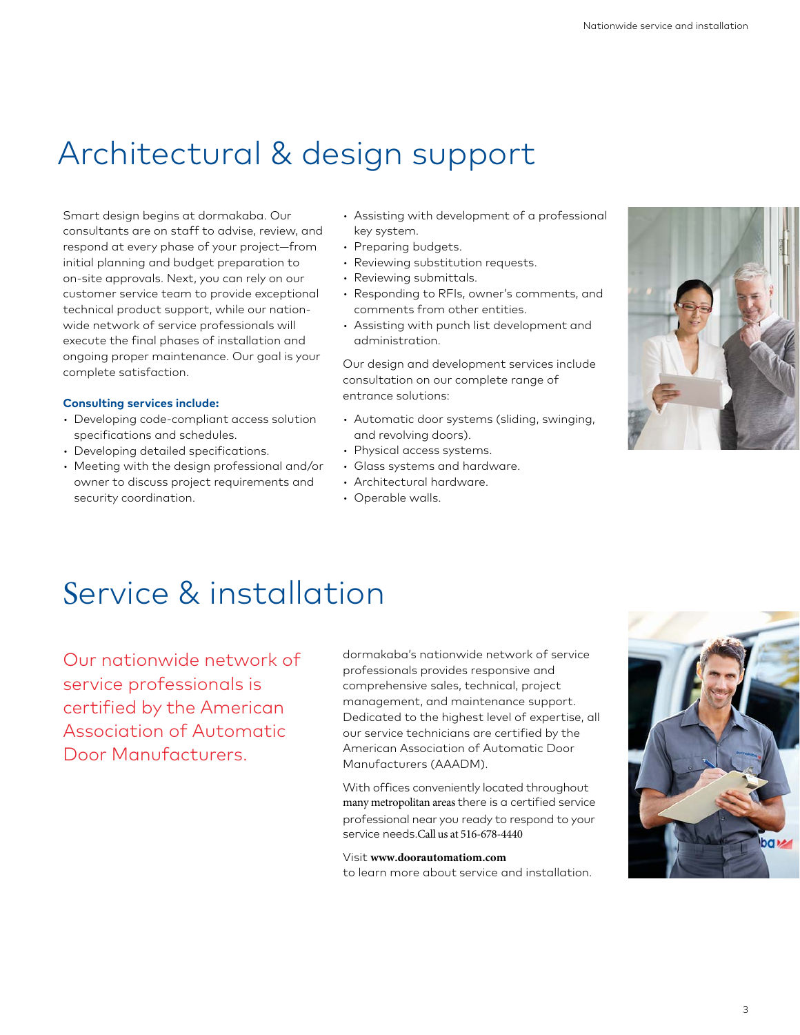# Architectural & design support

Smart design begins at dormakaba. Our consultants are on staff to advise, review, and respond at every phase of your project—from initial planning and budget preparation to on-site approvals. Next, you can rely on our customer service team to provide exceptional technical product support, while our nation-wide network of service professionals will execute the final phases of installation and ongoing proper maintenance. Our goal is your complete satisfaction.

**Consulting services include:**

- Developing code-compliant access solution specifications and schedules.
- Developing detailed specifications.
- Meeting with the design professional and/or owner to discuss project requirements and security coordination.
- Assisting with development of a professional key system.
- Preparing budgets.
- Reviewing substitution requests.
- Reviewing submittals.
- Responding to RFIs, owner's comments, and comments from other entities.
- Assisting with punch list development and administration.

Our design and development services include consultation on our complete range of entrance solutions:

- Automatic door systems (sliding, swinging, and revolving doors).
- Physical access systems.
- Glass systems and hardware.
- Architectural hardware.
- Operable walls.

# Service & installation

Our nationwide network of service professionals is certified by the American Association of Automatic Door Manufacturers.

dormakaba's nationwide network of service professionals provides responsive and comprehensive sales, technical, project management, and maintenance support. Dedicated to the highest level of expertise, all our service technicians are certified by the American Association of Automatic Door Manufacturers (AAADM).

With offices conveniently located throughout many metropolitan areas there is a certified service professional near you ready to respond to your service needs.Call us at 516-678-4440

Visit **www.doorautomatiom.com**
to learn more about service and installation.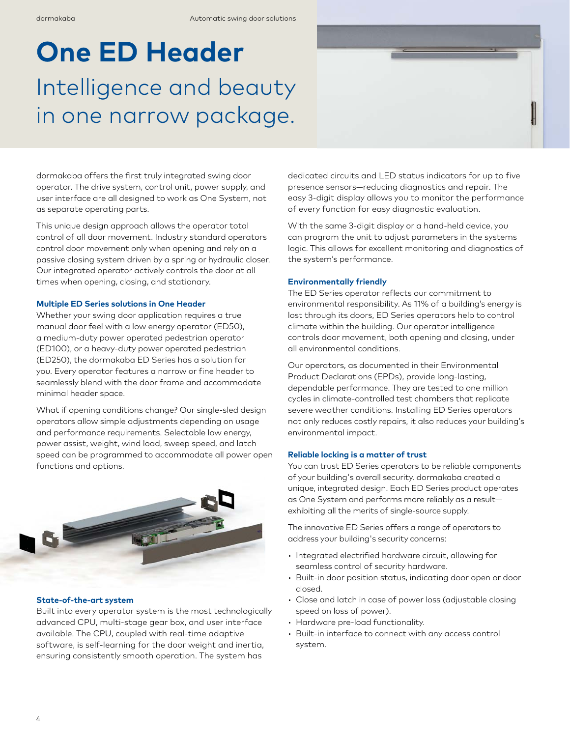# One ED Header

## Intelligence and beauty in one narrow package.

dormakaba offers the first truly integrated swing door operator. The drive system, control unit, power supply, and user interface are all designed to work as One System, not as separate operating parts.

This unique design approach allows the operator total control of all door movement. Industry standard operators control door movement only when opening and rely on a passive closing system driven by a spring or hydraulic closer. Our integrated operator actively controls the door at all times when opening, closing, and stationary.

### Multiple ED Series solutions in One Header

Whether your swing door application requires a true manual door feel with a low energy operator (ED50), a medium-duty power operated pedestrian operator (ED100), or a heavy-duty power operated pedestrian (ED250), the dormakaba ED Series has a solution for you. Every operator features a narrow or fine header to seamlessly blend with the door frame and accommodate minimal header space.

What if opening conditions change? Our single-sled design operators allow simple adjustments depending on usage and performance requirements. Selectable low energy, power assist, weight, wind load, sweep speed, and latch speed can be programmed to accommodate all power open functions and options.

### State-of-the-art system

Built into every operator system is the most technologically advanced CPU, multi-stage gear box, and user interface available. The CPU, coupled with real-time adaptive software, is self-learning for the door weight and inertia, ensuring consistently smooth operation. The system has dedicated circuits and LED status indicators for up to five presence sensors—reducing diagnostics and repair. The easy 3-digit display allows you to monitor the performance of every function for easy diagnostic evaluation.

With the same 3-digit display or a hand-held device, you can program the unit to adjust parameters in the systems logic. This allows for excellent monitoring and diagnostics of the system's performance.

### Environmentally friendly

The ED Series operator reflects our commitment to environmental responsibility. As 11% of a building's energy is lost through its doors, ED Series operators help to control climate within the building. Our operator intelligence controls door movement, both opening and closing, under all environmental conditions.

Our operators, as documented in their Environmental Product Declarations (EPDs), provide long-lasting, dependable performance. They are tested to one million cycles in climate-controlled test chambers that replicate severe weather conditions. Installing ED Series operators not only reduces costly repairs, it also reduces your building's environmental impact.

### Reliable locking is a matter of trust

You can trust ED Series operators to be reliable components of your building's overall security. dormakaba created a unique, integrated design. Each ED Series product operates as One System and performs more reliably as a result—exhibiting all the merits of single-source supply.

The innovative ED Series offers a range of operators to address your building's security concerns:

- Integrated electrified hardware circuit, allowing for seamless control of security hardware.
- Built-in door position status, indicating door open or door closed.
- Close and latch in case of power loss (adjustable closing speed on loss of power).
- Hardware pre-load functionality.
- Built-in interface to connect with any access control system.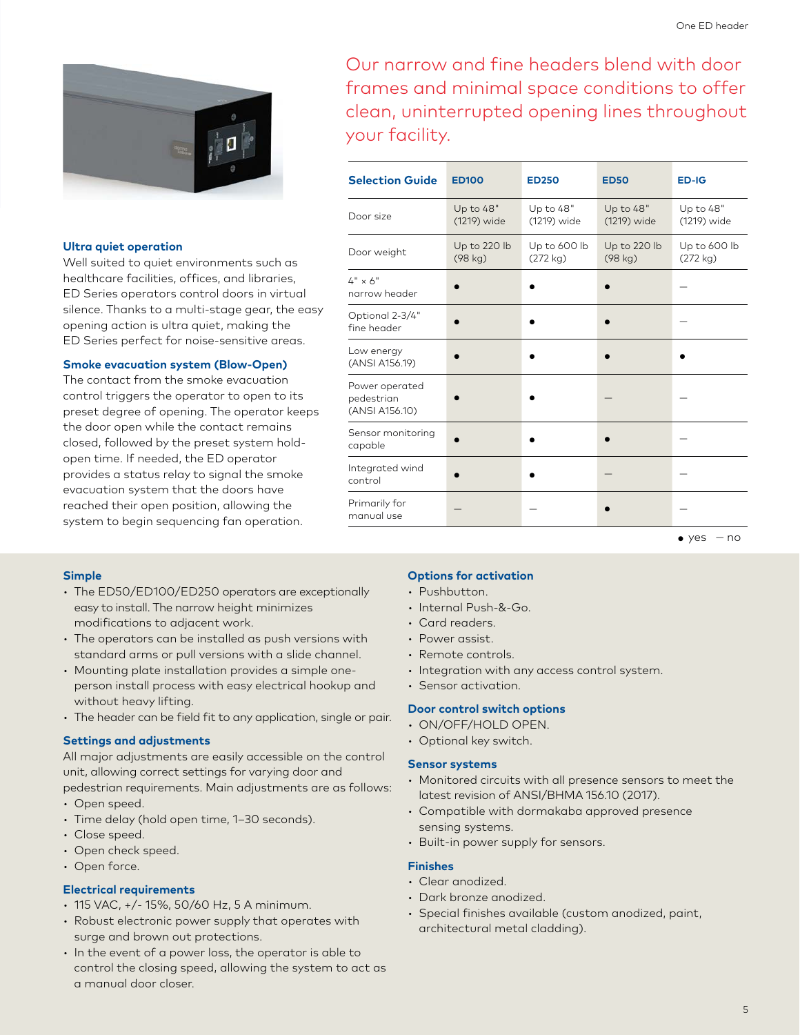Our narrow and fine headers blend with door frames and minimal space conditions to offer clean, uninterrupted opening lines throughout your facility.

### Ultra quiet operation

Well suited to quiet environments such as healthcare facilities, offices, and libraries, ED Series operators control doors in virtual silence. Thanks to a multi-stage gear, the easy opening action is ultra quiet, making the ED Series perfect for noise-sensitive areas.

### Smoke evacuation system (Blow-Open)

The contact from the smoke evacuation control triggers the operator to open to its preset degree of opening. The operator keeps the door open while the contact remains closed, followed by the preset system hold-open time. If needed, the ED operator provides a status relay to signal the smoke evacuation system that the doors have reached their open position, allowing the system to begin sequencing fan operation.

| Selection Guide | ED100 | ED250 | ED50 | ED-IG |
|---|---|---|---|---|
| Door size | Up to 48" (1219) wide | Up to 48" (1219) wide | Up to 48" (1219) wide | Up to 48" (1219) wide |
| Door weight | Up to 220 lb (98 kg) | Up to 600 lb (272 kg) | Up to 220 lb (98 kg) | Up to 600 lb (272 kg) |
| 4" × 6" narrow header | • | • | • | – |
| Optional 2-3/4" fine header | • | • | • | – |
| Low energy (ANSI A156.19) | • | • | • | • |
| Power operated pedestrian (ANSI A156.10) | • | • | – | – |
| Sensor monitoring capable | • | • | • | – |
| Integrated wind control | • | • | – | – |
| Primarily for manual use | – | – | • | – |

• yes – no

### Simple

- The ED50/ED100/ED250 operators are exceptionally easy to install. The narrow height minimizes modifications to adjacent work.
- The operators can be installed as push versions with standard arms or pull versions with a slide channel.
- Mounting plate installation provides a simple one-person install process with easy electrical hookup and without heavy lifting.
- The header can be field fit to any application, single or pair.

### Settings and adjustments

All major adjustments are easily accessible on the control unit, allowing correct settings for varying door and pedestrian requirements. Main adjustments are as follows:

- Open speed.
- Time delay (hold open time, 1–30 seconds).
- Close speed.
- Open check speed.
- Open force.

### Electrical requirements

- 115 VAC, +/- 15%, 50/60 Hz, 5 A minimum.
- Robust electronic power supply that operates with surge and brown out protections.
- In the event of a power loss, the operator is able to control the closing speed, allowing the system to act as a manual door closer.

### Options for activation

- Pushbutton.
- Internal Push-&-Go.
- Card readers.
- Power assist.
- Remote controls.
- Integration with any access control system.
- Sensor activation.

### Door control switch options

- ON/OFF/HOLD OPEN.
- Optional key switch.

### Sensor systems

- Monitored circuits with all presence sensors to meet the latest revision of ANSI/BHMA 156.10 (2017).
- Compatible with dormakaba approved presence sensing systems.
- Built-in power supply for sensors.

### Finishes

- Clear anodized.
- Dark bronze anodized.
- Special finishes available (custom anodized, paint, architectural metal cladding).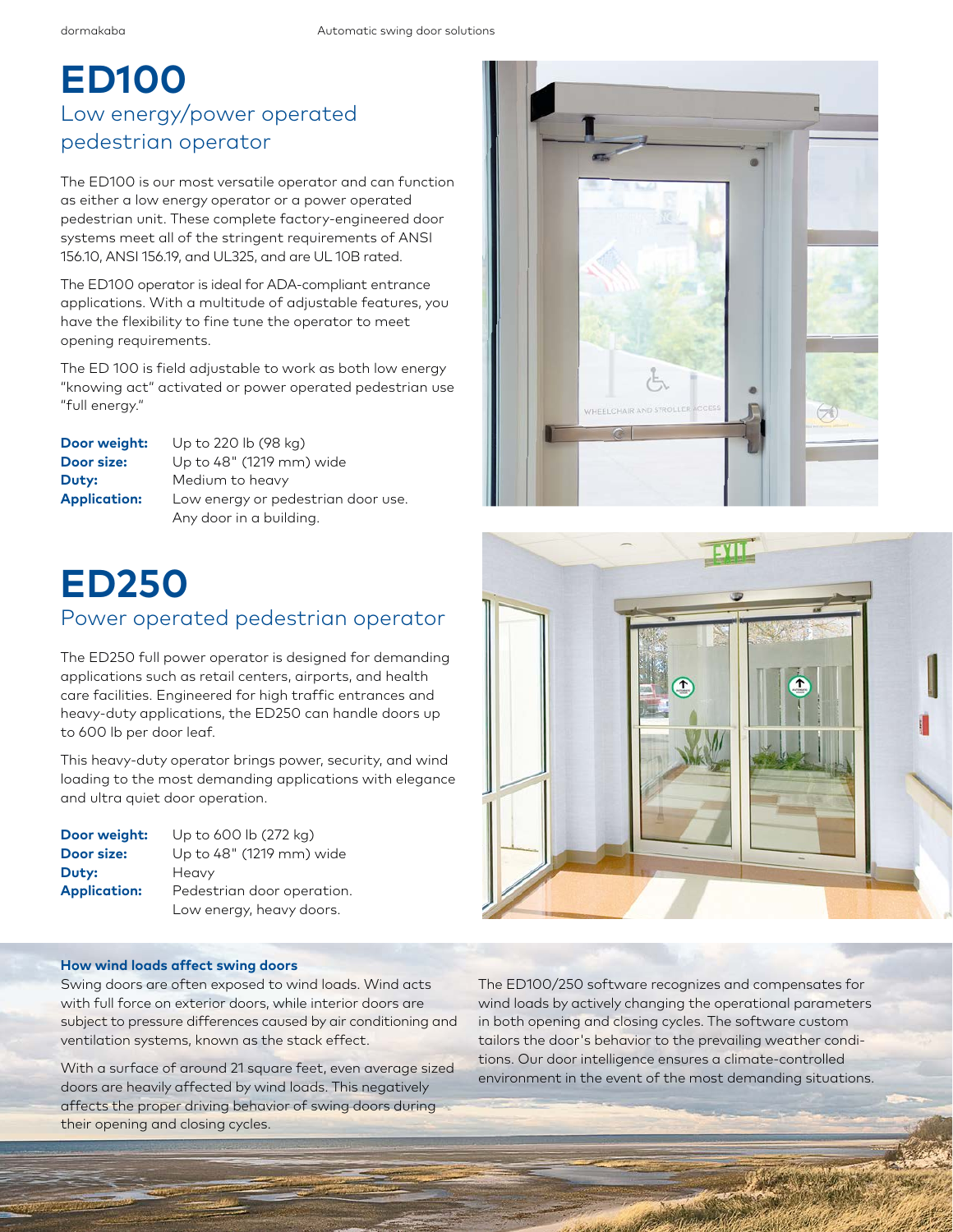# ED100

## Low energy/power operated pedestrian operator

The ED100 is our most versatile operator and can function as either a low energy operator or a power operated pedestrian unit. These complete factory-engineered door systems meet all of the stringent requirements of ANSI 156.10, ANSI 156.19, and UL325, and are UL 10B rated.

The ED100 operator is ideal for ADA-compliant entrance applications. With a multitude of adjustable features, you have the flexibility to fine tune the operator to meet opening requirements.

The ED 100 is field adjustable to work as both low energy "knowing act" activated or power operated pedestrian use "full energy."

| | |
|---|---|
| **Door weight:** | Up to 220 lb (98 kg) |
| **Door size:** | Up to 48" (1219 mm) wide |
| **Duty:** | Medium to heavy |
| **Application:** | Low energy or pedestrian door use. Any door in a building. |

# ED250

## Power operated pedestrian operator

The ED250 full power operator is designed for demanding applications such as retail centers, airports, and health care facilities. Engineered for high traffic entrances and heavy-duty applications, the ED250 can handle doors up to 600 lb per door leaf.

This heavy-duty operator brings power, security, and wind loading to the most demanding applications with elegance and ultra quiet door operation.

| | |
|---|---|
| **Door weight:** | Up to 600 lb (272 kg) |
| **Door size:** | Up to 48" (1219 mm) wide |
| **Duty:** | Heavy |
| **Application:** | Pedestrian door operation. Low energy, heavy doors. |

### How wind loads affect swing doors

Swing doors are often exposed to wind loads. Wind acts with full force on exterior doors, while interior doors are subject to pressure differences caused by air conditioning and ventilation systems, known as the stack effect.

With a surface of around 21 square feet, even average sized doors are heavily affected by wind loads. This negatively affects the proper driving behavior of swing doors during their opening and closing cycles.

The ED100/250 software recognizes and compensates for wind loads by actively changing the operational parameters in both opening and closing cycles. The software custom tailors the door's behavior to the prevailing weather conditions. Our door intelligence ensures a climate-controlled environment in the event of the most demanding situations.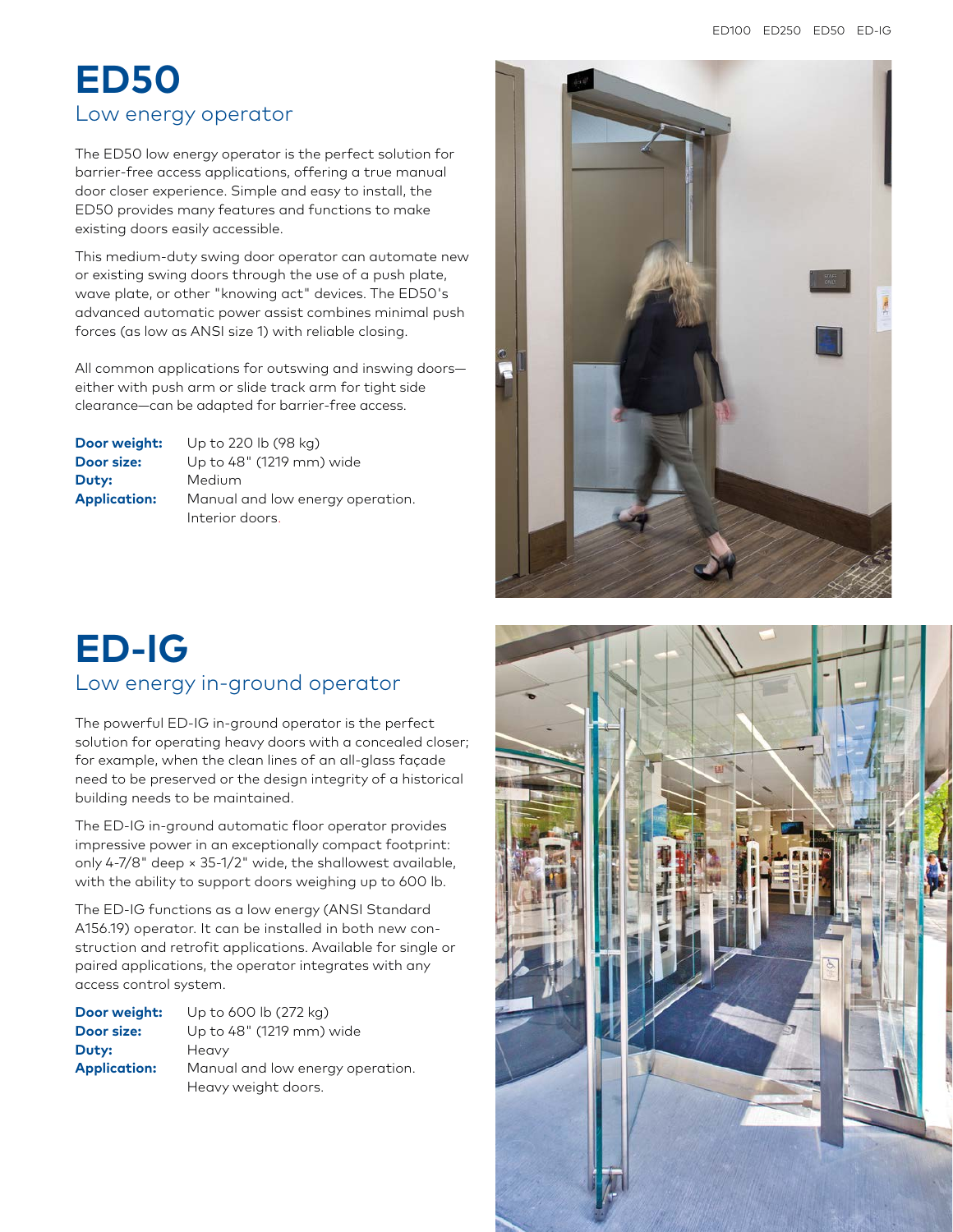# ED50

## Low energy operator

The ED50 low energy operator is the perfect solution for barrier-free access applications, offering a true manual door closer experience. Simple and easy to install, the ED50 provides many features and functions to make existing doors easily accessible.

This medium-duty swing door operator can automate new or existing swing doors through the use of a push plate, wave plate, or other "knowing act" devices. The ED50's advanced automatic power assist combines minimal push forces (as low as ANSI size 1) with reliable closing.

All common applications for outswing and inswing doors—either with push arm or slide track arm for tight side clearance—can be adapted for barrier-free access.

**Door weight:** Up to 220 lb (98 kg)
**Door size:** Up to 48" (1219 mm) wide
**Duty:** Medium
**Application:** Manual and low energy operation. Interior doors.

# ED-IG

## Low energy in-ground operator

The powerful ED-IG in-ground operator is the perfect solution for operating heavy doors with a concealed closer; for example, when the clean lines of an all-glass façade need to be preserved or the design integrity of a historical building needs to be maintained.

The ED-IG in-ground automatic floor operator provides impressive power in an exceptionally compact footprint: only 4-7/8" deep × 35-1/2" wide, the shallowest available, with the ability to support doors weighing up to 600 lb.

The ED-IG functions as a low energy (ANSI Standard A156.19) operator. It can be installed in both new construction and retrofit applications. Available for single or paired applications, the operator integrates with any access control system.

**Door weight:** Up to 600 lb (272 kg)
**Door size:** Up to 48" (1219 mm) wide
**Duty:** Heavy
**Application:** Manual and low energy operation. Heavy weight doors.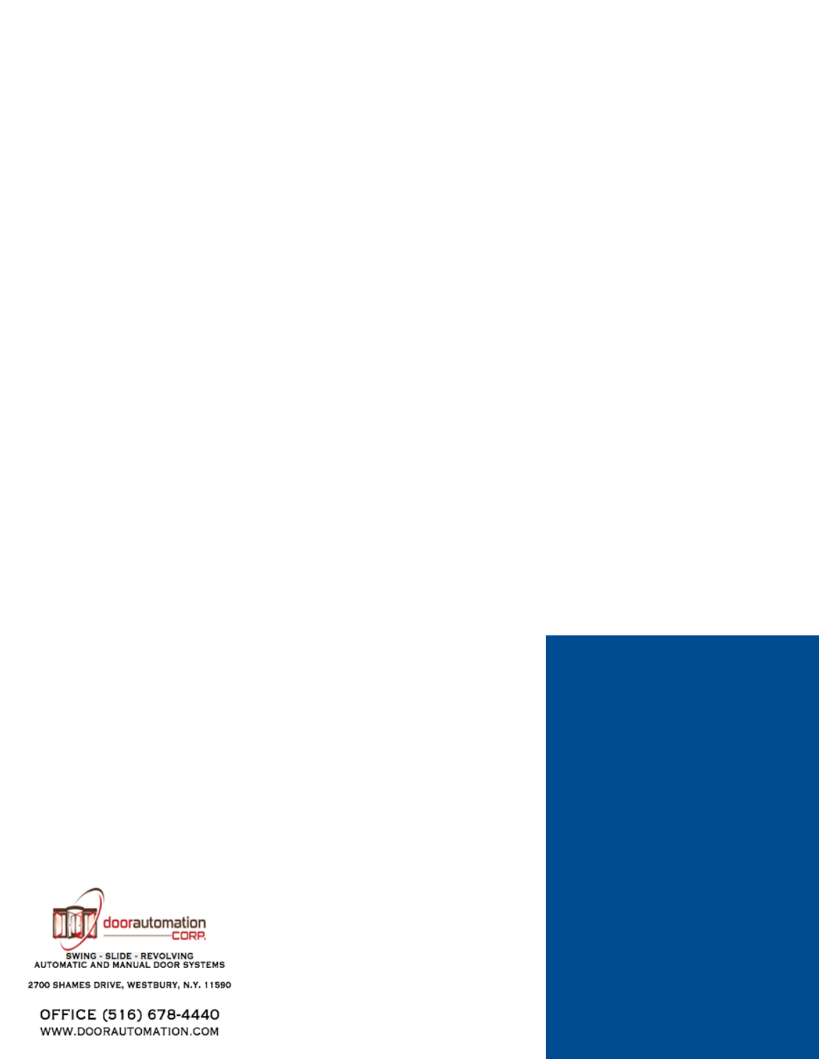doorautomation CORP.

SWING - SLIDE - REVOLVING
AUTOMATIC AND MANUAL DOOR SYSTEMS

2700 SHAMES DRIVE, WESTBURY, N.Y. 11590

OFFICE (516) 678-4440
WWW.DOORAUTOMATION.COM